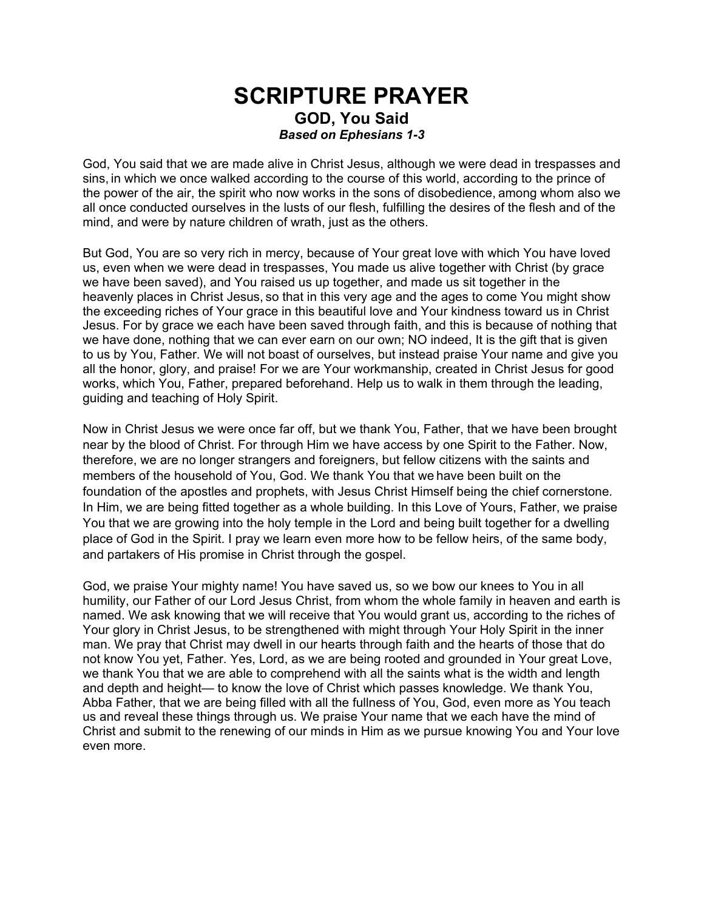# SCRIPTURE PRAYER

## GOD, You Said

### *Based on Ephesians 1-3*

God, You said that we are made alive in Christ Jesus, although we were dead in trespasses and sins, in which we once walked according to the course of this world, according to the prince of the power of the air, the spirit who now works in the sons of disobedience, among whom also we all once conducted ourselves in the lusts of our flesh, fulfilling the desires of the flesh and of the mind, and were by nature children of wrath, just as the others.

But God, You are so very rich in mercy, because of Your great love with which You have loved us, even when we were dead in trespasses, You made us alive together with Christ (by grace we have been saved), and You raised us up together, and made us sit together in the heavenly places in Christ Jesus, so that in this very age and the ages to come You might show the exceeding riches of Your grace in this beautiful love and Your kindness toward us in Christ Jesus. For by grace we each have been saved through faith, and this is because of nothing that we have done, nothing that we can ever earn on our own; NO indeed, It is the gift that is given to us by You, Father. We will not boast of ourselves, but instead praise Your name and give you all the honor, glory, and praise! For we are Your workmanship, created in Christ Jesus for good works, which You, Father, prepared beforehand. Help us to walk in them through the leading, guiding and teaching of Holy Spirit.

Now in Christ Jesus we were once far off, but we thank You, Father, that we have been brought near by the blood of Christ. For through Him we have access by one Spirit to the Father. Now, therefore, we are no longer strangers and foreigners, but fellow citizens with the saints and members of the household of You, God. We thank You that we have been built on the foundation of the apostles and prophets, with Jesus Christ Himself being the chief cornerstone. In Him, we are being fitted together as a whole building. In this Love of Yours, Father, we praise You that we are growing into the holy temple in the Lord and being built together for a dwelling place of God in the Spirit. I pray we learn even more how to be fellow heirs, of the same body, and partakers of His promise in Christ through the gospel.

God, we praise Your mighty name! You have saved us, so we bow our knees to You in all humility, our Father of our Lord Jesus Christ, from whom the whole family in heaven and earth is named. We ask knowing that we will receive that You would grant us, according to the riches of Your glory in Christ Jesus, to be strengthened with might through Your Holy Spirit in the inner man. We pray that Christ may dwell in our hearts through faith and the hearts of those that do not know You yet, Father. Yes, Lord, as we are being rooted and grounded in Your great Love, we thank You that we are able to comprehend with all the saints what is the width and length and depth and height— to know the love of Christ which passes knowledge. We thank You, Abba Father, that we are being filled with all the fullness of You, God, even more as You teach us and reveal these things through us. We praise Your name that we each have the mind of Christ and submit to the renewing of our minds in Him as we pursue knowing You and Your love even more.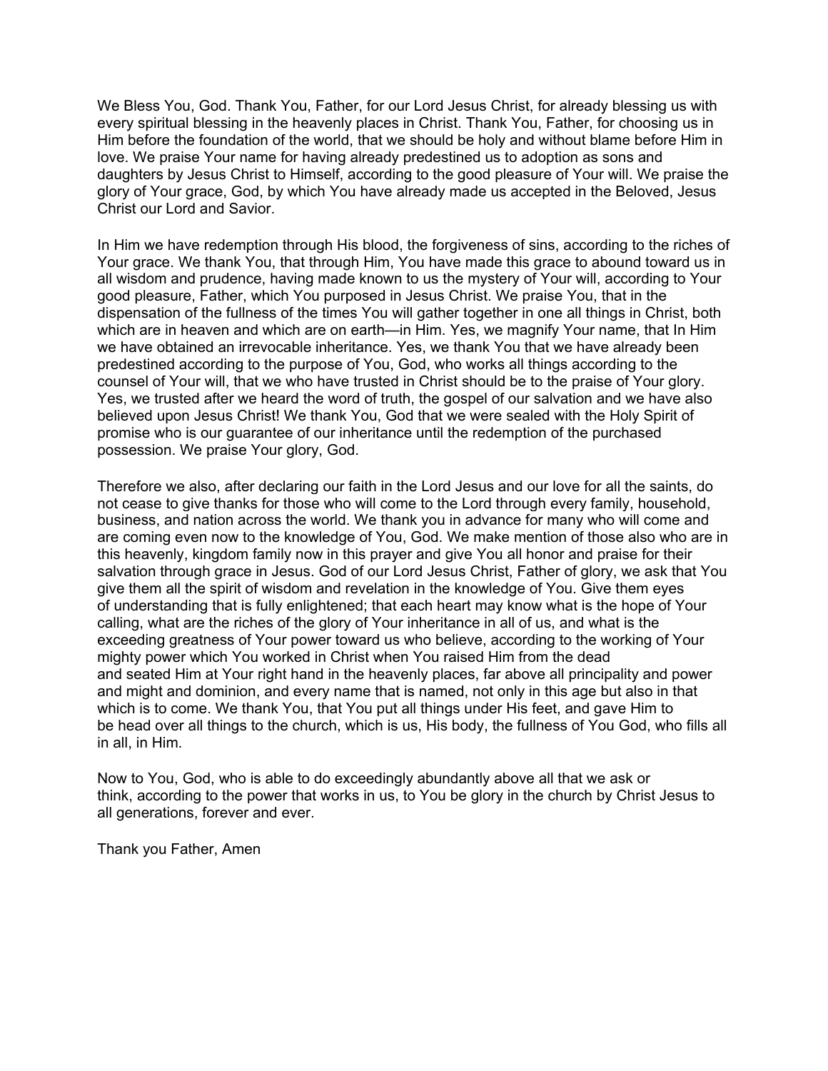We Bless You, God. Thank You, Father, for our Lord Jesus Christ, for already blessing us with every spiritual blessing in the heavenly places in Christ. Thank You, Father, for choosing us in Him before the foundation of the world, that we should be holy and without blame before Him in love. We praise Your name for having already predestined us to adoption as sons and daughters by Jesus Christ to Himself, according to the good pleasure of Your will. We praise the glory of Your grace, God, by which You have already made us accepted in the Beloved, Jesus Christ our Lord and Savior.

In Him we have redemption through His blood, the forgiveness of sins, according to the riches of Your grace. We thank You, that through Him, You have made this grace to abound toward us in all wisdom and prudence, having made known to us the mystery of Your will, according to Your good pleasure, Father, which You purposed in Jesus Christ. We praise You, that in the dispensation of the fullness of the times You will gather together in one all things in Christ, both which are in heaven and which are on earth—in Him. Yes, we magnify Your name, that In Him we have obtained an irrevocable inheritance. Yes, we thank You that we have already been predestined according to the purpose of You, God, who works all things according to the counsel of Your will, that we who have trusted in Christ should be to the praise of Your glory. Yes, we trusted after we heard the word of truth, the gospel of our salvation and we have also believed upon Jesus Christ! We thank You, God that we were sealed with the Holy Spirit of promise who is our guarantee of our inheritance until the redemption of the purchased possession. We praise Your glory, God.

Therefore we also, after declaring our faith in the Lord Jesus and our love for all the saints, do not cease to give thanks for those who will come to the Lord through every family, household, business, and nation across the world. We thank you in advance for many who will come and are coming even now to the knowledge of You, God. We make mention of those also who are in this heavenly, kingdom family now in this prayer and give You all honor and praise for their salvation through grace in Jesus. God of our Lord Jesus Christ, Father of glory, we ask that You give them all the spirit of wisdom and revelation in the knowledge of You. Give them eyes of understanding that is fully enlightened; that each heart may know what is the hope of Your calling, what are the riches of the glory of Your inheritance in all of us, and what is the exceeding greatness of Your power toward us who believe, according to the working of Your mighty power which You worked in Christ when You raised Him from the dead and seated Him at Your right hand in the heavenly places, far above all principality and power and might and dominion, and every name that is named, not only in this age but also in that which is to come. We thank You, that You put all things under His feet, and gave Him to be head over all things to the church, which is us, His body, the fullness of You God, who fills all in all, in Him.

Now to You, God, who is able to do exceedingly abundantly above all that we ask or think, according to the power that works in us, to You be glory in the church by Christ Jesus to all generations, forever and ever.

Thank you Father, Amen